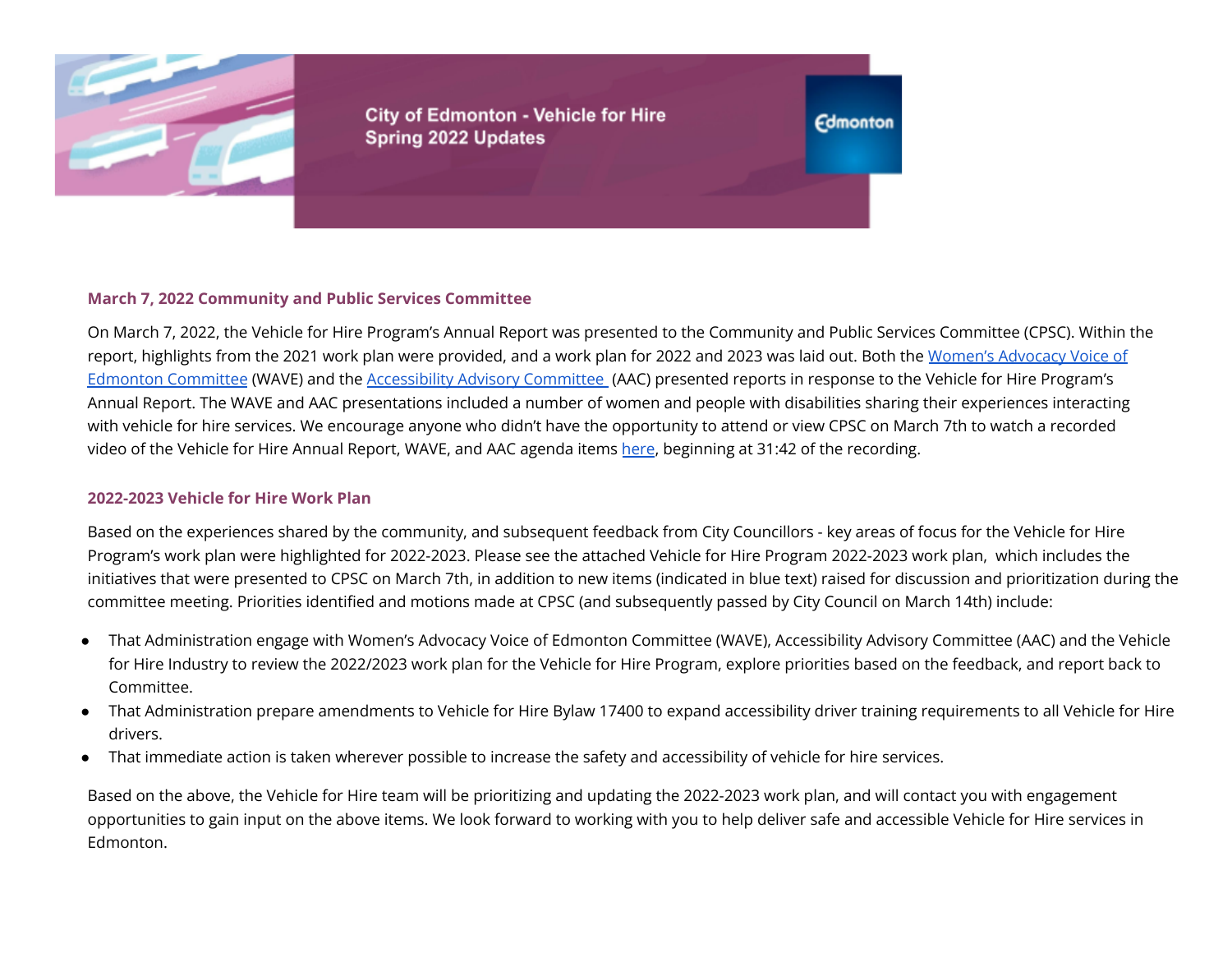# City of Edmonton - Vehicle for Hire Spring 2022 Updates

## March 7, 2022 Community and Public Services Committee

On March 7, 2022, the Vehicle for Hire Program's Annual Report was presented to the Community and Public Services Committee (CPSC). Within the report, highlights from the 2021 work plan were provided, and a work plan for 2022 and 2023 was laid out. Both the Women's Advocacy Voice of Edmonton Committee (WAVE) and the Accessibility Advisory Committee (AAC) presented reports in response to the Vehicle for Hire Program's Annual Report. The WAVE and AAC presentations included a number of women and people with disabilities sharing their experiences interacting with vehicle for hire services. We encourage anyone who didn't have the opportunity to attend or view CPSC on March 7th to watch a recorded video of the Vehicle for Hire Annual Report, WAVE, and AAC agenda items here, beginning at 31:42 of the recording.

## 2022-2023 Vehicle for Hire Work Plan

Based on the experiences shared by the community, and subsequent feedback from City Councillors - key areas of focus for the Vehicle for Hire Program's work plan were highlighted for 2022-2023. Please see the attached Vehicle for Hire Program 2022-2023 work plan, which includes the initiatives that were presented to CPSC on March 7th, in addition to new items (indicated in blue text) raised for discussion and prioritization during the committee meeting. Priorities identified and motions made at CPSC (and subsequently passed by City Council on March 14th) include:

- That Administration engage with Women's Advocacy Voice of Edmonton Committee (WAVE), Accessibility Advisory Committee (AAC) and the Vehicle for Hire Industry to review the 2022/2023 work plan for the Vehicle for Hire Program, explore priorities based on the feedback, and report back to Committee.
- That Administration prepare amendments to Vehicle for Hire Bylaw 17400 to expand accessibility driver training requirements to all Vehicle for Hire drivers.
- That immediate action is taken wherever possible to increase the safety and accessibility of vehicle for hire services.

Based on the above, the Vehicle for Hire team will be prioritizing and updating the 2022-2023 work plan, and will contact you with engagement opportunities to gain input on the above items. We look forward to working with you to help deliver safe and accessible Vehicle for Hire services in Edmonton.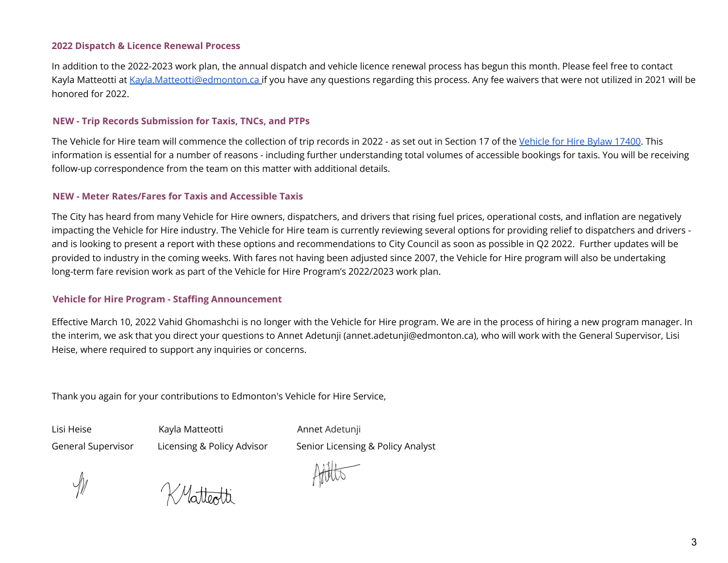### 2022 Dispatch & Licence Renewal Process

In addition to the 2022-2023 work plan, the annual dispatch and vehicle licence renewal process has begun this month. Please feel free to contact Kayla Matteotti at [Kayla.Matteotti@edmonton.ca](mailto:Kayla.Matteotti@edmonton.ca) if you have any questions regarding this process. Any fee waivers that were not utilized in 2021 will be honored for 2022.

### NEW - Trip Records Submission for Taxis, TNCs, and PTPs

The Vehicle for Hire team will commence the collection of trip records in 2022 - as set out in Section 17 of the Vehicle for Hire Bylaw 17400. This information is essential for a number of reasons - including further understanding total volumes of accessible bookings for taxis. You will be receiving follow-up correspondence from the team on this matter with additional details.

### NEW - Meter Rates/Fares for Taxis and Accessible Taxis

The City has heard from many Vehicle for Hire owners, dispatchers, and drivers that rising fuel prices, operational costs, and inflation are negatively impacting the Vehicle for Hire industry. The Vehicle for Hire team is currently reviewing several options for providing relief to dispatchers and drivers - and is looking to present a report with these options and recommendations to City Council as soon as possible in Q2 2022. Further updates will be provided to industry in the coming weeks. With fares not having been adjusted since 2007, the Vehicle for Hire program will also be undertaking long-term fare revision work as part of the Vehicle for Hire Program's 2022/2023 work plan.

### Vehicle for Hire Program - Staffing Announcement

Effective March 10, 2022 Vahid Ghomashchi is no longer with the Vehicle for Hire program. We are in the process of hiring a new program manager. In the interim, we ask that you direct your questions to Annet Adetunji (annet.adetunji@edmonton.ca), who will work with the General Supervisor, Lisi Heise, where required to support any inquiries or concerns.

Thank you again for your contributions to Edmonton's Vehicle for Hire Service,

| | | |
|---|---|---|
| Lisi Heise | Kayla Matteotti | Annet Adetunji |
| General Supervisor | Licensing & Policy Advisor | Senior Licensing & Policy Analyst |